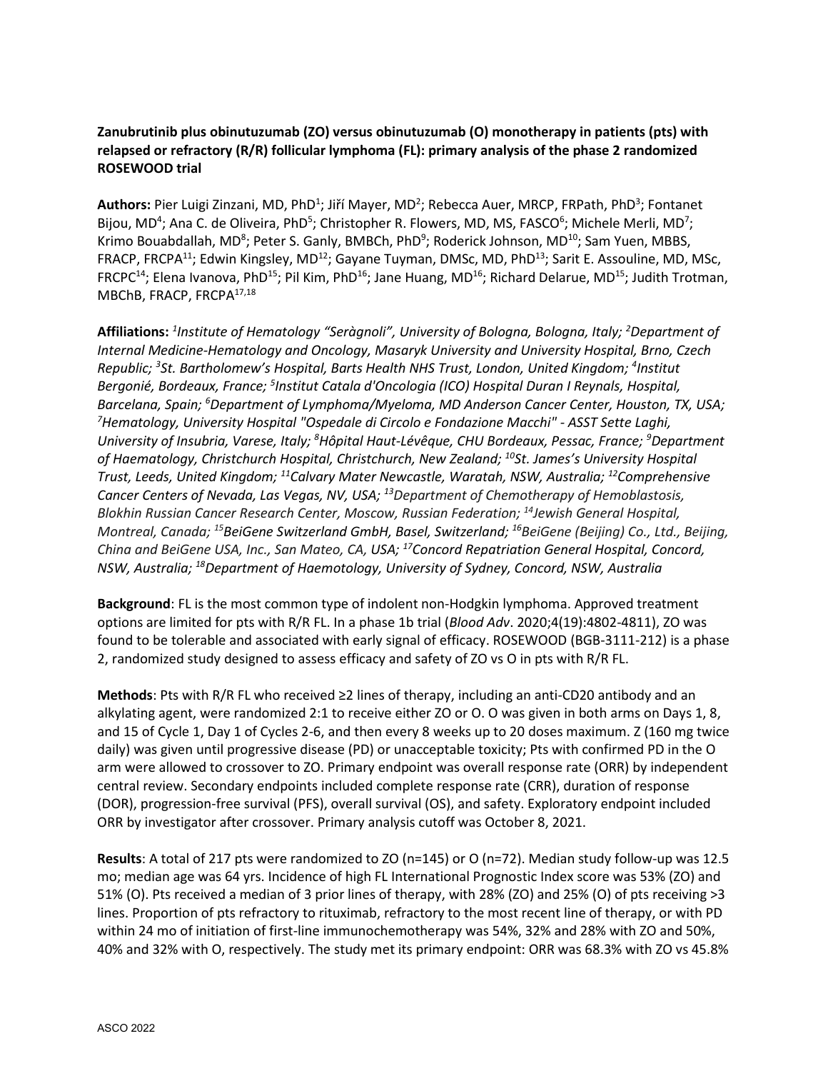**Zanubrutinib plus obinutuzumab (ZO) versus obinutuzumab (O) monotherapy in patients (pts) with relapsed or refractory (R/R) follicular lymphoma (FL): primary analysis of the phase 2 randomized ROSEWOOD trial**

**Authors:** Pier Luigi Zinzani, MD, PhD[1]; Jiří Mayer, MD[2]; Rebecca Auer, MRCP, FRPath, PhD[3]; Fontanet Bijou, MD[4]; Ana C. de Oliveira, PhD[5]; Christopher R. Flowers, MD, MS, FASCO[6]; Michele Merli, MD[7]; Krimo Bouabdallah, MD[8]; Peter S. Ganly, BMBCh, PhD[9]; Roderick Johnson, MD[10]; Sam Yuen, MBBS, FRACP, FRCPA[11]; Edwin Kingsley, MD[12]; Gayane Tuyman, DMSc, MD, PhD[13]; Sarit E. Assouline, MD, MSc, FRCPC[14]; Elena Ivanova, PhD[15]; Pil Kim, PhD[16]; Jane Huang, MD[16]; Richard Delarue, MD[15]; Judith Trotman, MBChB, FRACP, FRCPA[17,18]

**Affiliations:** *[1]Institute of Hematology "Seràgnoli", University of Bologna, Bologna, Italy; [2]Department of Internal Medicine-Hematology and Oncology, Masaryk University and University Hospital, Brno, Czech Republic; [3]St. Bartholomew's Hospital, Barts Health NHS Trust, London, United Kingdom; [4]Institut Bergonié, Bordeaux, France; [5]Institut Catala d'Oncologia (ICO) Hospital Duran I Reynals, Hospital, Barcelana, Spain; [6]Department of Lymphoma/Myeloma, MD Anderson Cancer Center, Houston, TX, USA; [7]Hematology, University Hospital "Ospedale di Circolo e Fondazione Macchi" - ASST Sette Laghi, University of Insubria, Varese, Italy; [8]Hôpital Haut-Lévêque, CHU Bordeaux, Pessac, France; [9]Department of Haematology, Christchurch Hospital, Christchurch, New Zealand; [10]St. James's University Hospital Trust, Leeds, United Kingdom; [11]Calvary Mater Newcastle, Waratah, NSW, Australia; [12]Comprehensive Cancer Centers of Nevada, Las Vegas, NV, USA; [13]Department of Chemotherapy of Hemoblastosis, Blokhin Russian Cancer Research Center, Moscow, Russian Federation; [14]Jewish General Hospital, Montreal, Canada; [15]BeiGene Switzerland GmbH, Basel, Switzerland; [16]BeiGene (Beijing) Co., Ltd., Beijing, China and BeiGene USA, Inc., San Mateo, CA, USA; [17]Concord Repatriation General Hospital, Concord, NSW, Australia; [18]Department of Haemotology, University of Sydney, Concord, NSW, Australia*

**Background**: FL is the most common type of indolent non-Hodgkin lymphoma. Approved treatment options are limited for pts with R/R FL. In a phase 1b trial (*Blood Adv*. 2020;4(19):4802-4811), ZO was found to be tolerable and associated with early signal of efficacy. ROSEWOOD (BGB-3111-212) is a phase 2, randomized study designed to assess efficacy and safety of ZO vs O in pts with R/R FL.

**Methods**: Pts with R/R FL who received ≥2 lines of therapy, including an anti-CD20 antibody and an alkylating agent, were randomized 2:1 to receive either ZO or O. O was given in both arms on Days 1, 8, and 15 of Cycle 1, Day 1 of Cycles 2-6, and then every 8 weeks up to 20 doses maximum. Z (160 mg twice daily) was given until progressive disease (PD) or unacceptable toxicity; Pts with confirmed PD in the O arm were allowed to crossover to ZO. Primary endpoint was overall response rate (ORR) by independent central review. Secondary endpoints included complete response rate (CRR), duration of response (DOR), progression-free survival (PFS), overall survival (OS), and safety. Exploratory endpoint included ORR by investigator after crossover. Primary analysis cutoff was October 8, 2021.

**Results**: A total of 217 pts were randomized to ZO (n=145) or O (n=72). Median study follow-up was 12.5 mo; median age was 64 yrs. Incidence of high FL International Prognostic Index score was 53% (ZO) and 51% (O). Pts received a median of 3 prior lines of therapy, with 28% (ZO) and 25% (O) of pts receiving >3 lines. Proportion of pts refractory to rituximab, refractory to the most recent line of therapy, or with PD within 24 mo of initiation of first-line immunochemotherapy was 54%, 32% and 28% with ZO and 50%, 40% and 32% with O, respectively. The study met its primary endpoint: ORR was 68.3% with ZO vs 45.8%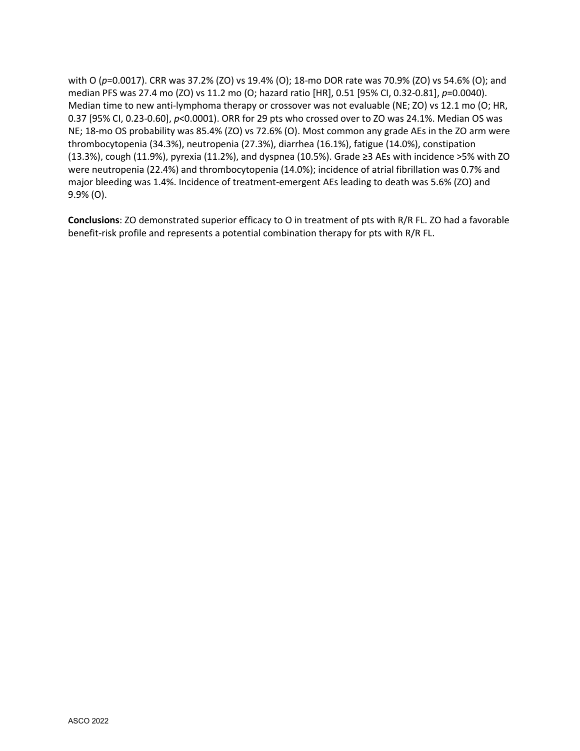with O (*p*=0.0017). CRR was 37.2% (ZO) vs 19.4% (O); 18-mo DOR rate was 70.9% (ZO) vs 54.6% (O); and median PFS was 27.4 mo (ZO) vs 11.2 mo (O; hazard ratio [HR], 0.51 [95% CI, 0.32-0.81], *p*=0.0040). Median time to new anti-lymphoma therapy or crossover was not evaluable (NE; ZO) vs 12.1 mo (O; HR, 0.37 [95% CI, 0.23-0.60], *p*<0.0001). ORR for 29 pts who crossed over to ZO was 24.1%. Median OS was NE; 18-mo OS probability was 85.4% (ZO) vs 72.6% (O). Most common any grade AEs in the ZO arm were thrombocytopenia (34.3%), neutropenia (27.3%), diarrhea (16.1%), fatigue (14.0%), constipation (13.3%), cough (11.9%), pyrexia (11.2%), and dyspnea (10.5%). Grade ≥3 AEs with incidence >5% with ZO were neutropenia (22.4%) and thrombocytopenia (14.0%); incidence of atrial fibrillation was 0.7% and major bleeding was 1.4%. Incidence of treatment-emergent AEs leading to death was 5.6% (ZO) and 9.9% (O).

**Conclusions**: ZO demonstrated superior efficacy to O in treatment of pts with R/R FL. ZO had a favorable benefit-risk profile and represents a potential combination therapy for pts with R/R FL.